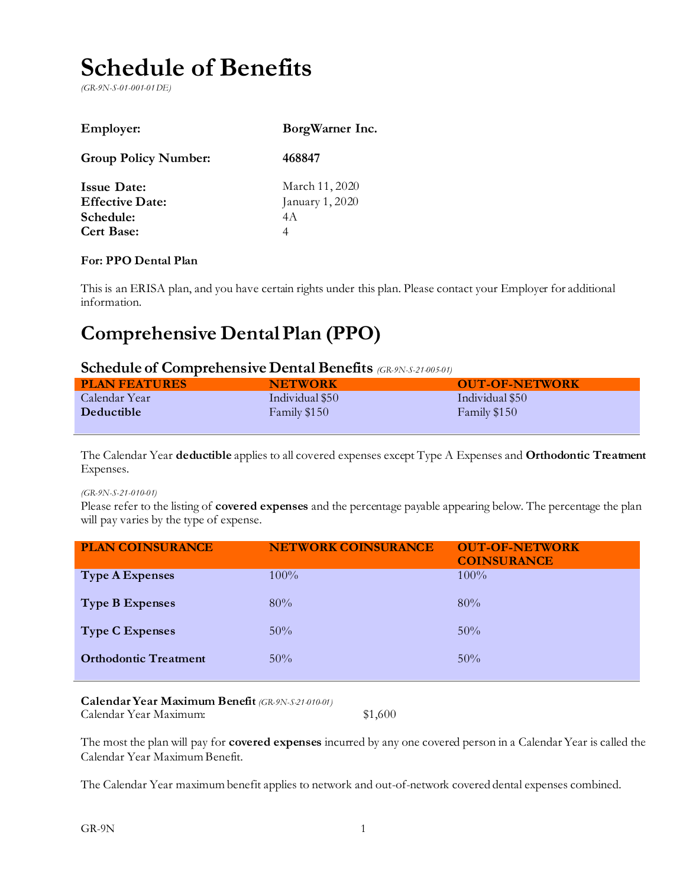# Schedule of Benefits

*(GR-9N-S-01-001-01 DE)*

| | |
|---|---|
| **Employer:** | **BorgWarner Inc.** |
| **Group Policy Number:** | **468847** |
| **Issue Date:** | March 11, 2020 |
| **Effective Date:** | January 1, 2020 |
| **Schedule:** | 4A |
| **Cert Base:** | 4 |

**For: PPO Dental Plan**

This is an ERISA plan, and you have certain rights under this plan. Please contact your Employer for additional information.

# Comprehensive Dental Plan (PPO)

## Schedule of Comprehensive Dental Benefits *(GR-9N-S-21-005-01)*

| PLAN FEATURES | NETWORK | OUT-OF-NETWORK |
|---|---|---|
| Calendar Year **Deductible** | Individual $50<br>Family $150 | Individual $50<br>Family $150 |

The Calendar Year **deductible** applies to all covered expenses except Type A Expenses and **Orthodontic Treatment** Expenses.

*(GR-9N-S-21-010-01)*

Please refer to the listing of **covered expenses** and the percentage payable appearing below. The percentage the plan will pay varies by the type of expense.

| PLAN COINSURANCE | NETWORK COINSURANCE | OUT-OF-NETWORK COINSURANCE |
|---|---|---|
| **Type A Expenses** | 100% | 100% |
| **Type B Expenses** | 80% | 80% |
| **Type C Expenses** | 50% | 50% |
| **Orthodontic Treatment** | 50% | 50% |

**Calendar Year Maximum Benefit** *(GR-9N-S-21-010-01)*

Calendar Year Maximum: $1,600

The most the plan will pay for **covered expenses** incurred by any one covered person in a Calendar Year is called the Calendar Year Maximum Benefit.

The Calendar Year maximum benefit applies to network and out-of-network covered dental expenses combined.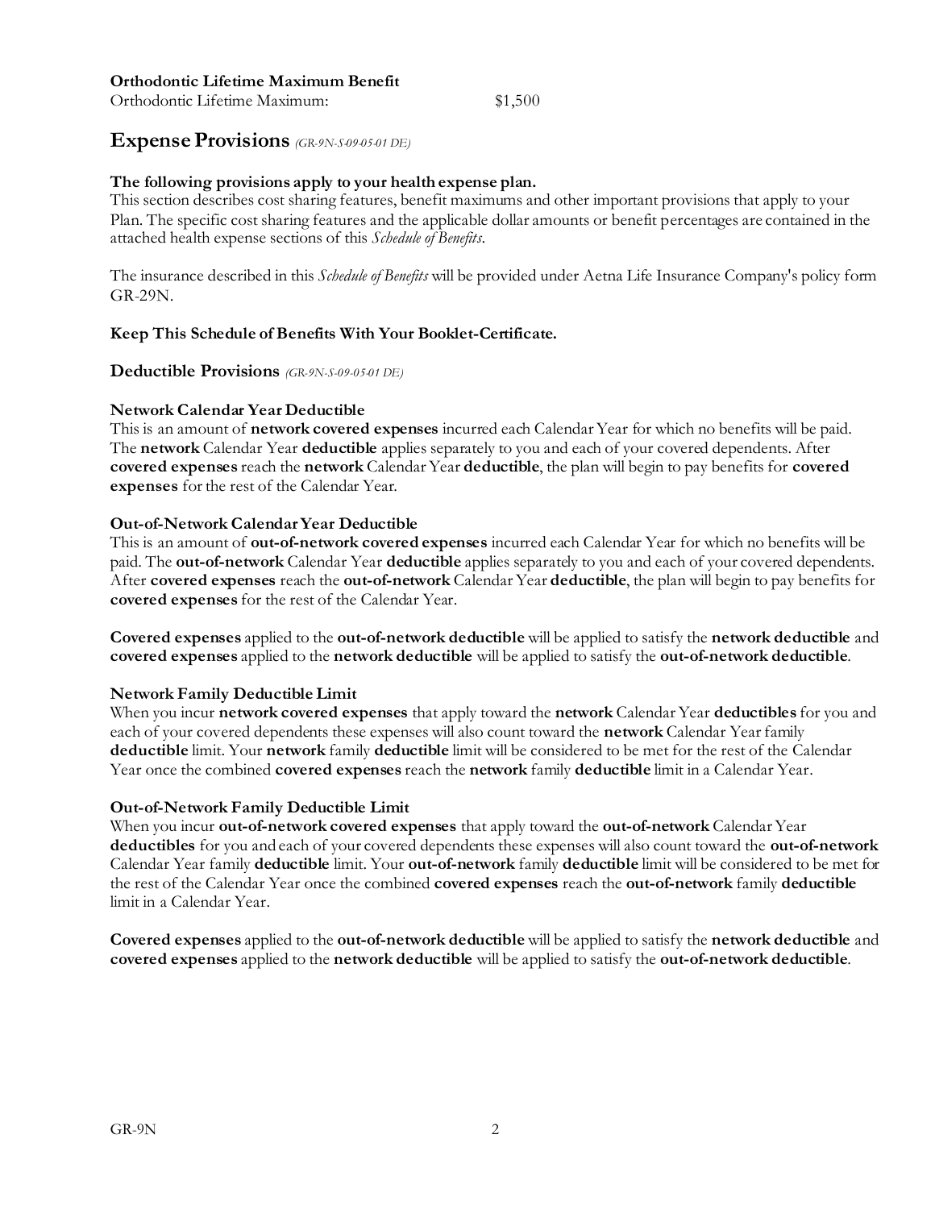**Orthodontic Lifetime Maximum Benefit**

Orthodontic Lifetime Maximum: $1,500

## Expense Provisions *(GR-9N-S-09-05-01 DE)*

**The following provisions apply to your health expense plan.**

This section describes cost sharing features, benefit maximums and other important provisions that apply to your Plan. The specific cost sharing features and the applicable dollar amounts or benefit percentages are contained in the attached health expense sections of this *Schedule of Benefits*.

The insurance described in this *Schedule of Benefits* will be provided under Aetna Life Insurance Company's policy form GR-29N.

**Keep This Schedule of Benefits With Your Booklet-Certificate.**

### Deductible Provisions *(GR-9N-S-09-05-01 DE)*

**Network Calendar Year Deductible**

This is an amount of **network covered expenses** incurred each Calendar Year for which no benefits will be paid. The **network** Calendar Year **deductible** applies separately to you and each of your covered dependents. After **covered expenses** reach the **network** Calendar Year **deductible**, the plan will begin to pay benefits for **covered expenses** for the rest of the Calendar Year.

**Out-of-Network Calendar Year Deductible**

This is an amount of **out-of-network covered expenses** incurred each Calendar Year for which no benefits will be paid. The **out-of-network** Calendar Year **deductible** applies separately to you and each of your covered dependents. After **covered expenses** reach the **out-of-network** Calendar Year **deductible**, the plan will begin to pay benefits for **covered expenses** for the rest of the Calendar Year.

**Covered expenses** applied to the **out-of-network deductible** will be applied to satisfy the **network deductible** and **covered expenses** applied to the **network deductible** will be applied to satisfy the **out-of-network deductible**.

**Network Family Deductible Limit**

When you incur **network covered expenses** that apply toward the **network** Calendar Year **deductibles** for you and each of your covered dependents these expenses will also count toward the **network** Calendar Year family **deductible** limit. Your **network** family **deductible** limit will be considered to be met for the rest of the Calendar Year once the combined **covered expenses** reach the **network** family **deductible** limit in a Calendar Year.

**Out-of-Network Family Deductible Limit**

When you incur **out-of-network covered expenses** that apply toward the **out-of-network** Calendar Year **deductibles** for you and each of your covered dependents these expenses will also count toward the **out-of-network** Calendar Year family **deductible** limit. Your **out-of-network** family **deductible** limit will be considered to be met for the rest of the Calendar Year once the combined **covered expenses** reach the **out-of-network** family **deductible** limit in a Calendar Year.

**Covered expenses** applied to the **out-of-network deductible** will be applied to satisfy the **network deductible** and **covered expenses** applied to the **network deductible** will be applied to satisfy the **out-of-network deductible**.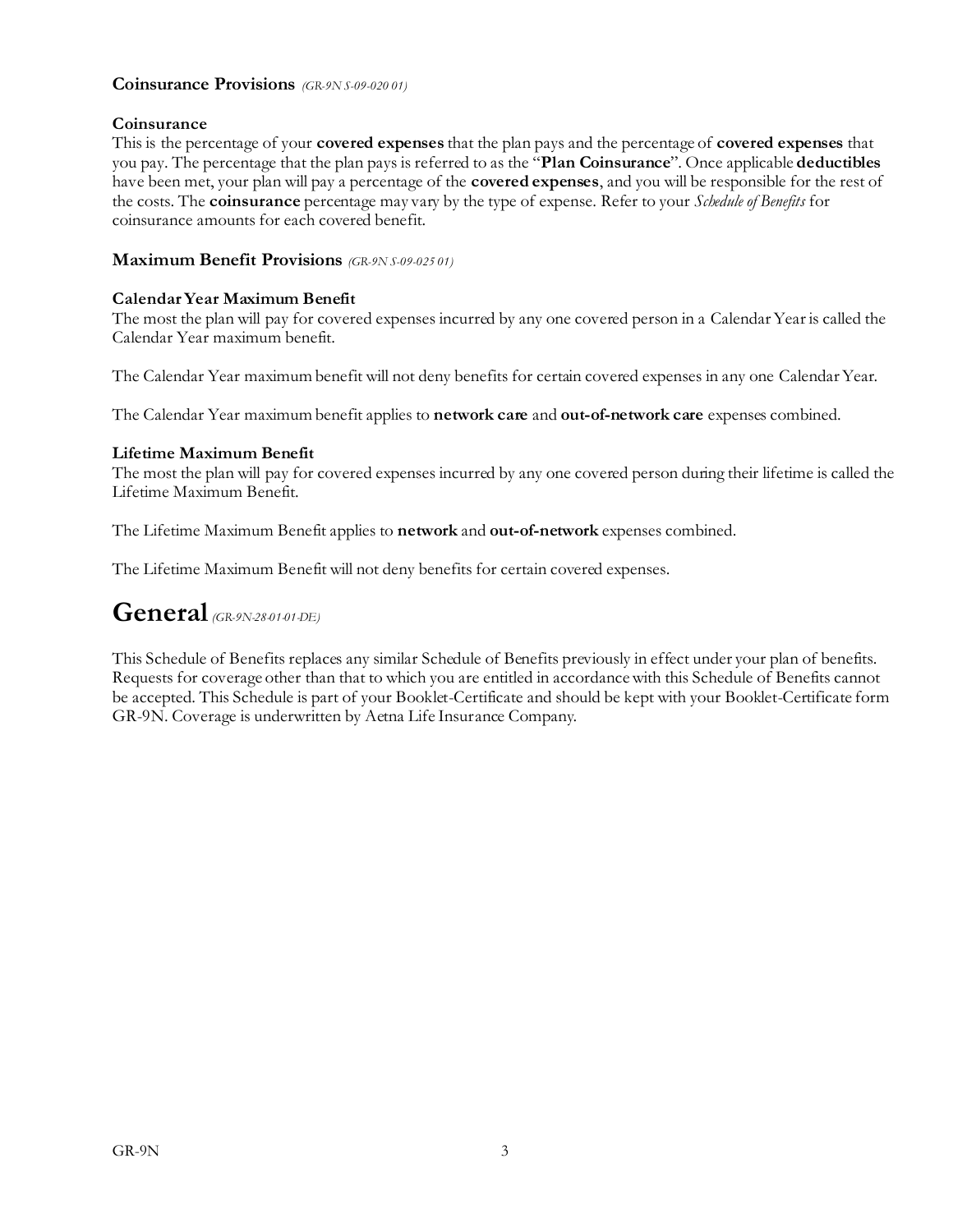### Coinsurance Provisions *(GR-9N S-09-020 01)*

**Coinsurance**

This is the percentage of your **covered expenses** that the plan pays and the percentage of **covered expenses** that you pay. The percentage that the plan pays is referred to as the "**Plan Coinsurance**". Once applicable **deductibles** have been met, your plan will pay a percentage of the **covered expenses**, and you will be responsible for the rest of the costs. The **coinsurance** percentage may vary by the type of expense. Refer to your *Schedule of Benefits* for coinsurance amounts for each covered benefit.

### Maximum Benefit Provisions *(GR-9N S-09-025 01)*

**Calendar Year Maximum Benefit**

The most the plan will pay for covered expenses incurred by any one covered person in a Calendar Year is called the Calendar Year maximum benefit.

The Calendar Year maximum benefit will not deny benefits for certain covered expenses in any one Calendar Year.

The Calendar Year maximum benefit applies to **network care** and **out-of-network care** expenses combined.

**Lifetime Maximum Benefit**

The most the plan will pay for covered expenses incurred by any one covered person during their lifetime is called the Lifetime Maximum Benefit.

The Lifetime Maximum Benefit applies to **network** and **out-of-network** expenses combined.

The Lifetime Maximum Benefit will not deny benefits for certain covered expenses.

# General *(GR-9N-28-01-01-DE)*

This Schedule of Benefits replaces any similar Schedule of Benefits previously in effect under your plan of benefits. Requests for coverage other than that to which you are entitled in accordance with this Schedule of Benefits cannot be accepted. This Schedule is part of your Booklet-Certificate and should be kept with your Booklet-Certificate form GR-9N. Coverage is underwritten by Aetna Life Insurance Company.